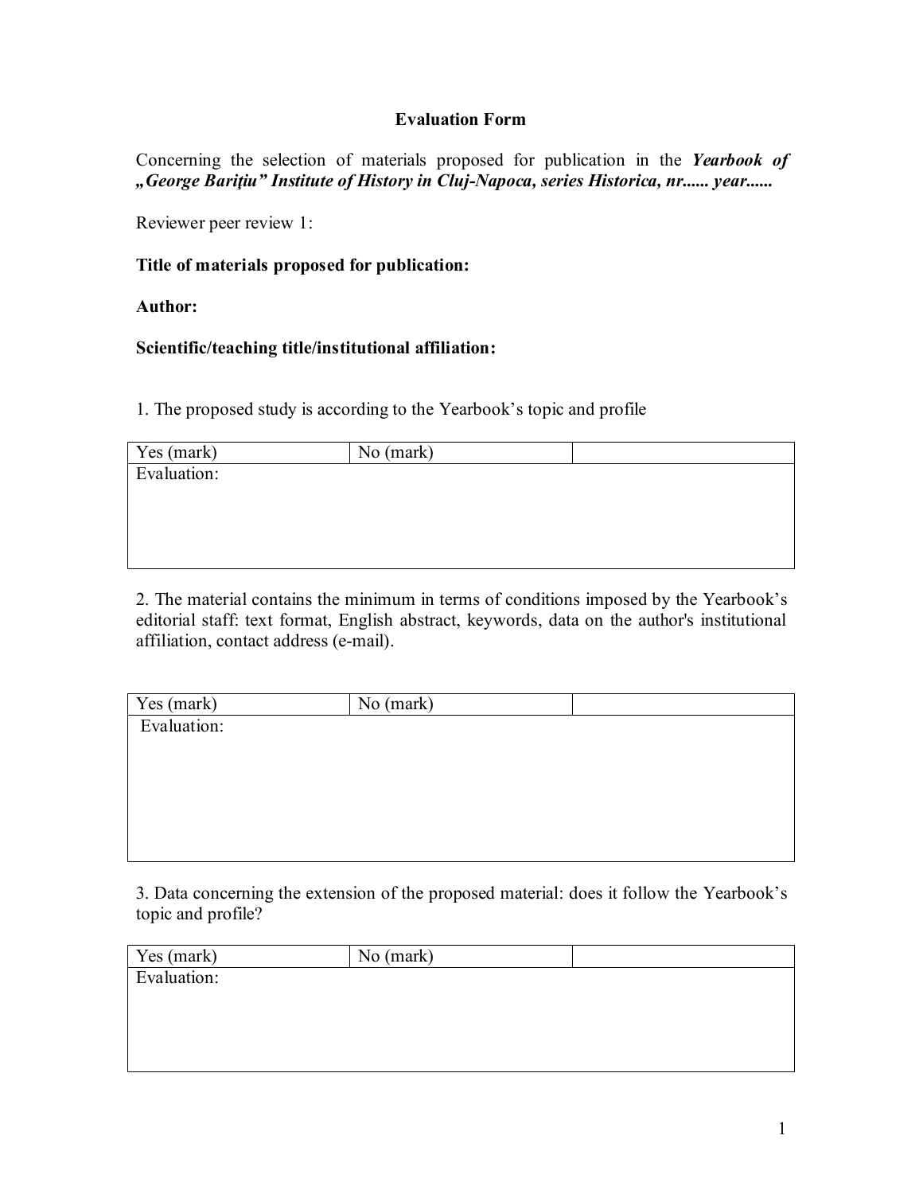**Evaluation Form**

Concerning the selection of materials proposed for publication in the ***Yearbook of „George Barițiu" Institute of History in Cluj-Napoca, series Historica, nr...... year......***

Reviewer peer review 1:

**Title of materials proposed for publication:**

**Author:**

**Scientific/teaching title/institutional affiliation:**

1. The proposed study is according to the Yearbook's topic and profile

| Yes (mark) | No (mark) | |
|---|---|---|
| Evaluation: | | |

2. The material contains the minimum in terms of conditions imposed by the Yearbook's editorial staff: text format, English abstract, keywords, data on the author's institutional affiliation, contact address (e-mail).

| Yes (mark) | No (mark) | |
|---|---|---|
| Evaluation: | | |

3. Data concerning the extension of the proposed material: does it follow the Yearbook's topic and profile?

| Yes (mark) | No (mark) | |
|---|---|---|
| Evaluation: | | |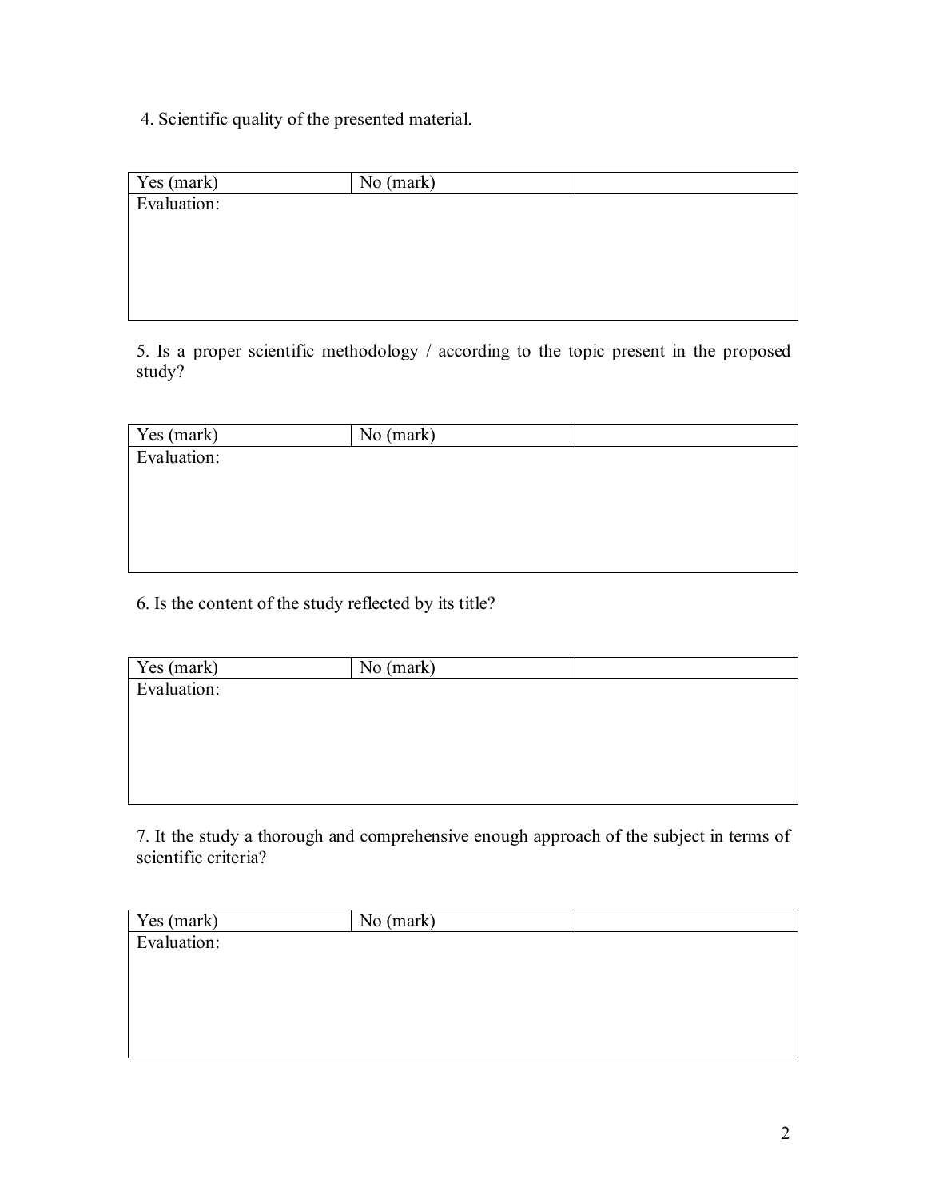4. Scientific quality of the presented material.

| Yes (mark) | No (mark) | |
|---|---|---|
| Evaluation: | | |

5. Is a proper scientific methodology / according to the topic present in the proposed study?

| Yes (mark) | No (mark) | |
|---|---|---|
| Evaluation: | | |

6. Is the content of the study reflected by its title?

| Yes (mark) | No (mark) | |
|---|---|---|
| Evaluation: | | |

7. It the study a thorough and comprehensive enough approach of the subject in terms of scientific criteria?

| Yes (mark) | No (mark) | |
|---|---|---|
| Evaluation: | | |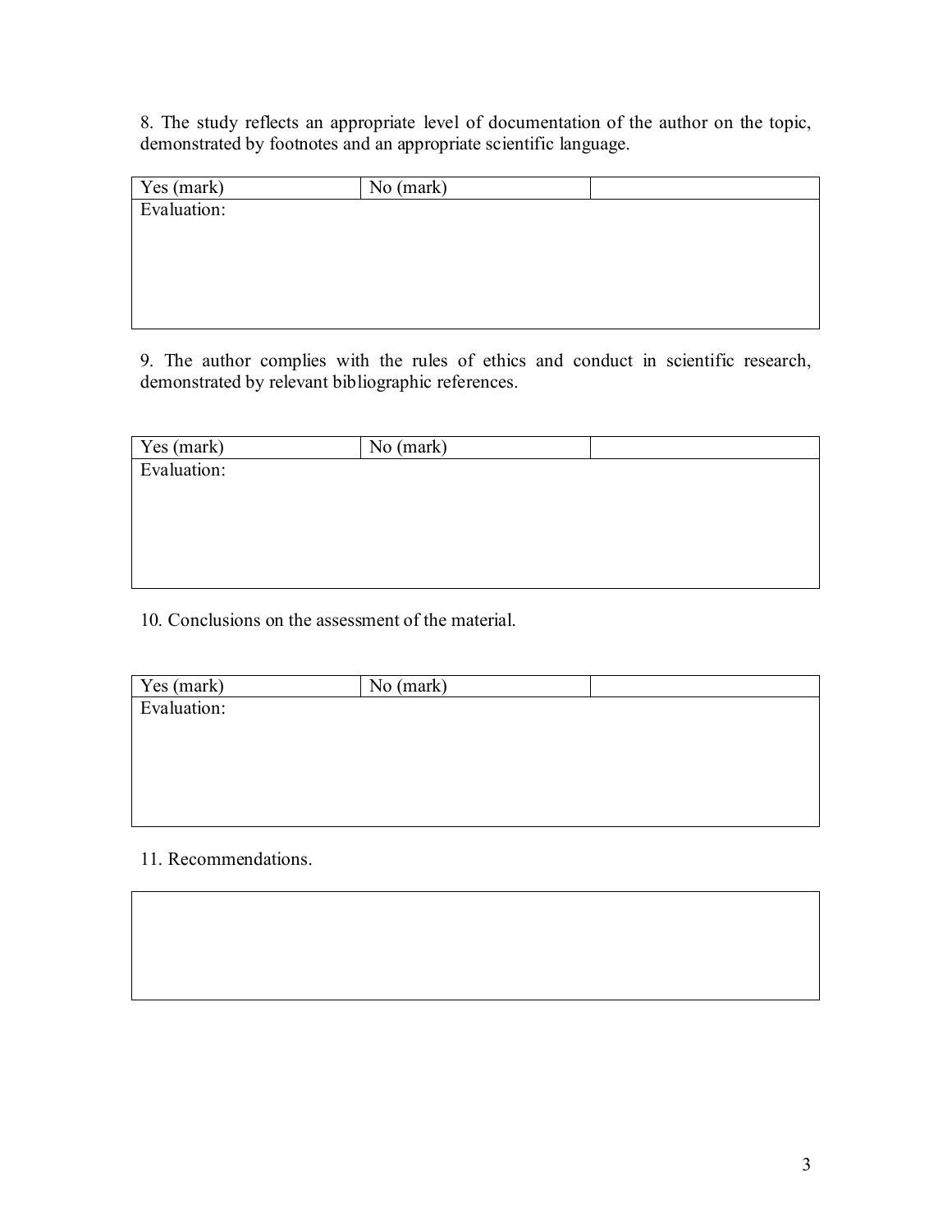8. The study reflects an appropriate level of documentation of the author on the topic, demonstrated by footnotes and an appropriate scientific language.

| Yes (mark) | No (mark) | |
|---|---|---|
| Evaluation: | | |

9. The author complies with the rules of ethics and conduct in scientific research, demonstrated by relevant bibliographic references.

| Yes (mark) | No (mark) | |
|---|---|---|
| Evaluation: | | |

10. Conclusions on the assessment of the material.

| Yes (mark) | No (mark) | |
|---|---|---|
| Evaluation: | | |

11. Recommendations.

| |
|---|
| |